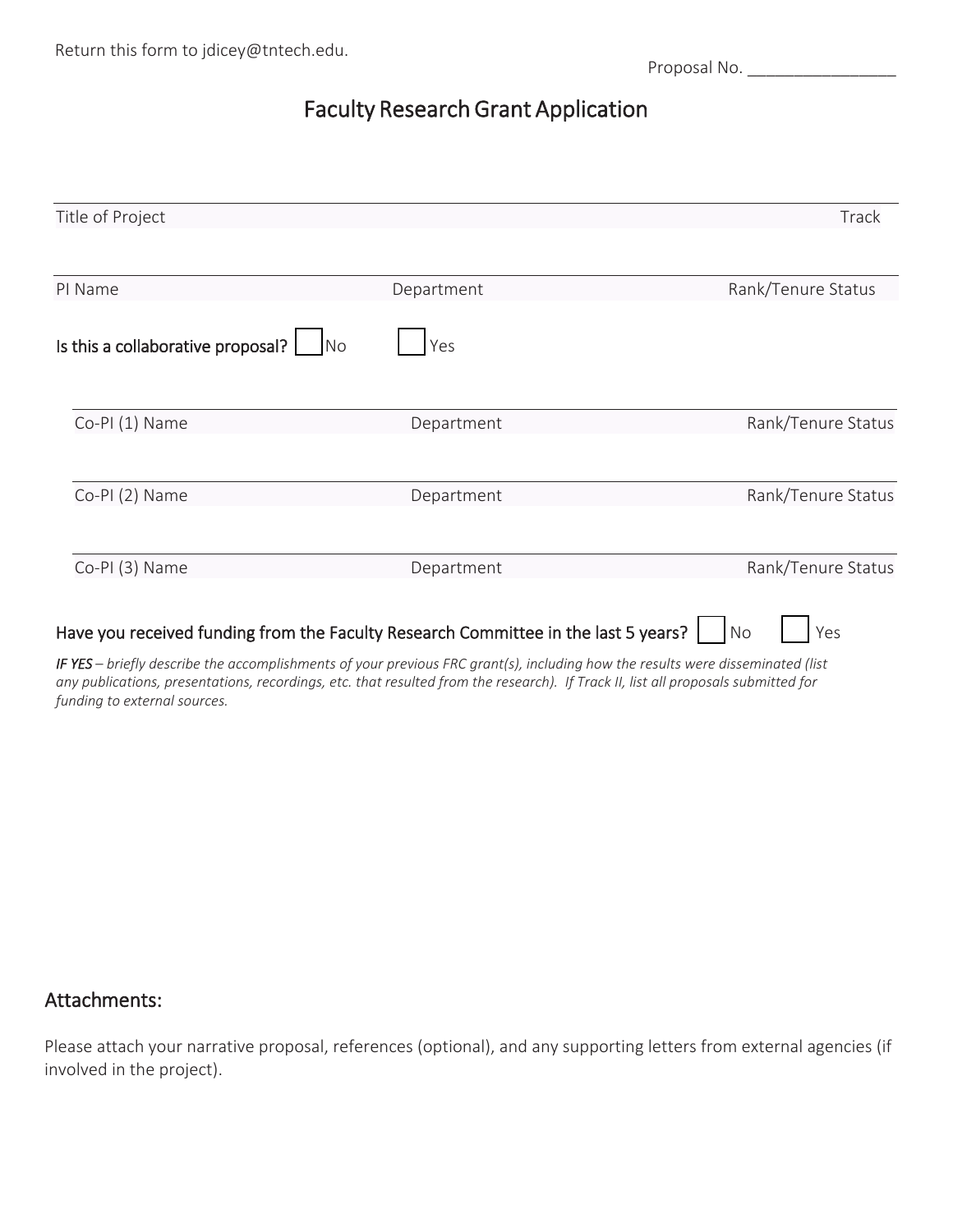Return this form to jdicey@tntech.edu.

Proposal No. ________________

# Faculty Research Grant Application

| Title of Project | | Track |
|---|---|---|
| | | |

| PI Name | Department | Rank/Tenure Status |
|---|---|---|
| | | |

**Is this a collaborative proposal?** ☐ No ☐ Yes

| Co-PI (1) Name | Department | Rank/Tenure Status |
|---|---|---|
| | | |

| Co-PI (2) Name | Department | Rank/Tenure Status |
|---|---|---|
| | | |

| Co-PI (3) Name | Department | Rank/Tenure Status |
|---|---|---|
| | | |

**Have you received funding from the Faculty Research Committee in the last 5 years?** ☐ No ☐ Yes

***IF YES*** *– briefly describe the accomplishments of your previous FRC grant(s), including how the results were disseminated (list any publications, presentations, recordings, etc. that resulted from the research). If Track II, list all proposals submitted for funding to external sources.*

## Attachments:

Please attach your narrative proposal, references (optional), and any supporting letters from external agencies (if involved in the project).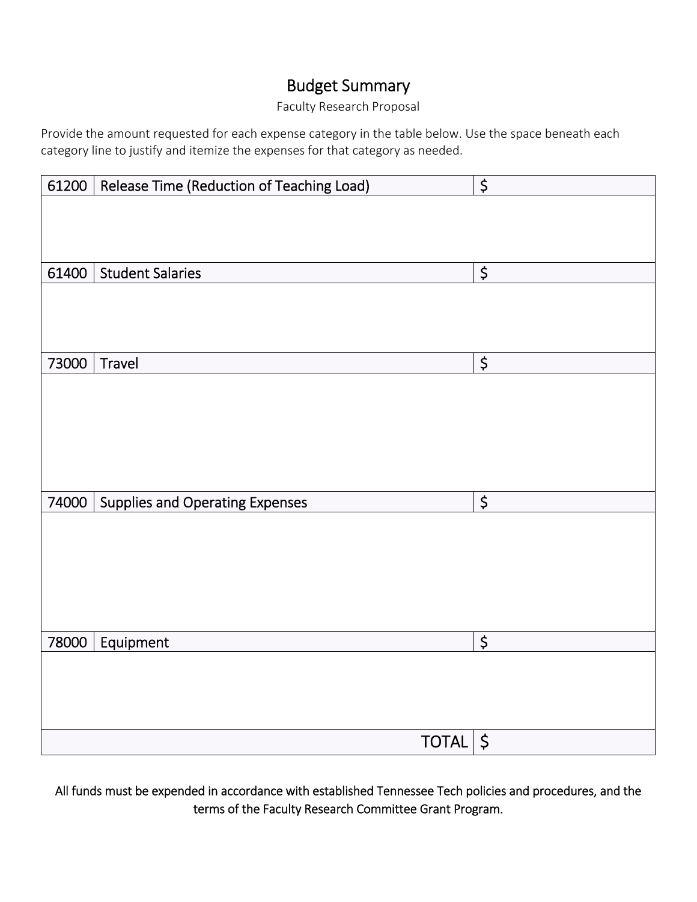# Budget Summary

Faculty Research Proposal

Provide the amount requested for each expense category in the table below. Use the space beneath each category line to justify and itemize the expenses for that category as needed.

| 61200 | Release Time (Reduction of Teaching Load) | $ |
|---|---|---|
| | | |
| 61400 | Student Salaries | $ |
| | | |
| 73000 | Travel | $ |
| | | |
| 74000 | Supplies and Operating Expenses | $ |
| | | |
| 78000 | Equipment | $ |
| | | |
| | TOTAL | $ |

All funds must be expended in accordance with established Tennessee Tech policies and procedures, and the terms of the Faculty Research Committee Grant Program.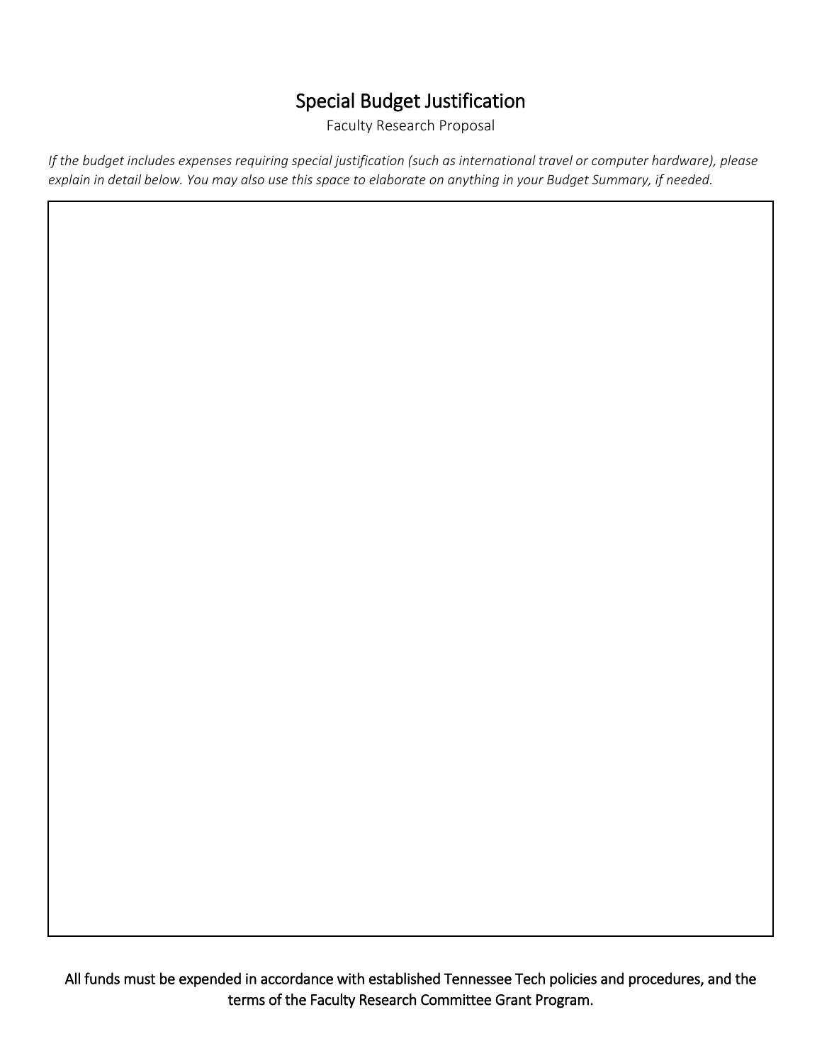# Special Budget Justification

Faculty Research Proposal

*If the budget includes expenses requiring special justification (such as international travel or computer hardware), please explain in detail below. You may also use this space to elaborate on anything in your Budget Summary, if needed.*

All funds must be expended in accordance with established Tennessee Tech policies and procedures, and the terms of the Faculty Research Committee Grant Program.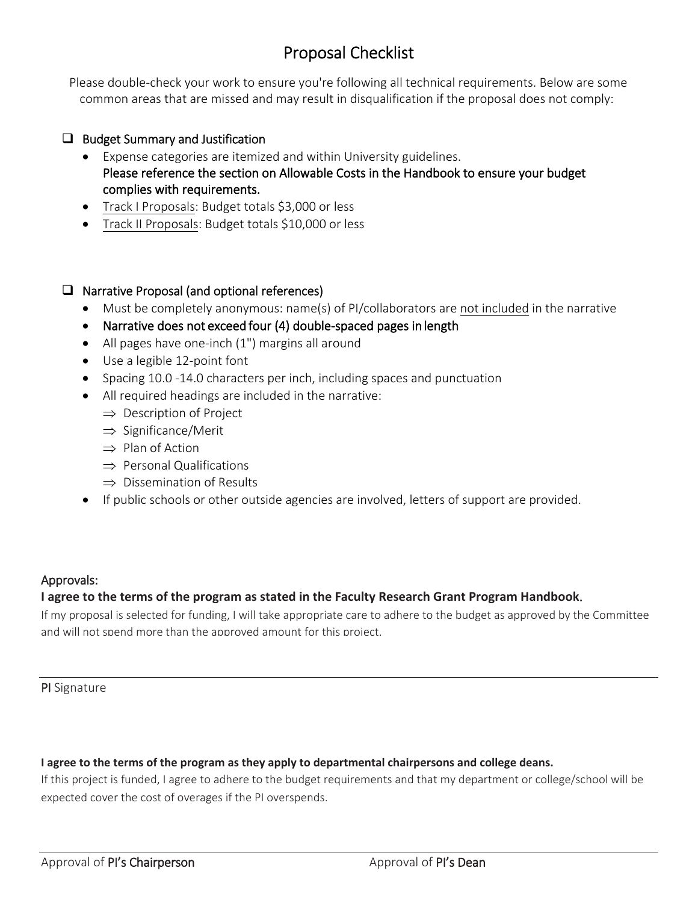# Proposal Checklist

Please double-check your work to ensure you're following all technical requirements. Below are some common areas that are missed and may result in disqualification if the proposal does not comply:

- [ ] Budget Summary and Justification
  - Expense categories are itemized and within University guidelines.
    **Please reference the section on Allowable Costs in the Handbook to ensure your budget complies with requirements.**
  - Track I Proposals: Budget totals $3,000 or less
  - Track II Proposals: Budget totals $10,000 or less

- [ ] Narrative Proposal (and optional references)
  - Must be completely anonymous: name(s) of PI/collaborators are not included in the narrative
  - **Narrative does not exceed four (4) double-spaced pages in length**
  - All pages have one-inch (1") margins all around
  - Use a legible 12-point font
  - Spacing 10.0 -14.0 characters per inch, including spaces and punctuation
  - All required headings are included in the narrative:
    - ⇒ Description of Project
    - ⇒ Significance/Merit
    - ⇒ Plan of Action
    - ⇒ Personal Qualifications
    - ⇒ Dissemination of Results
  - If public schools or other outside agencies are involved, letters of support are provided.

Approvals:

**I agree to the terms of the program as stated in the Faculty Research Grant Program Handbook.**

If my proposal is selected for funding, I will take appropriate care to adhere to the budget as approved by the Committee and will not spend more than the approved amount for this project.

PI Signature

**I agree to the terms of the program as they apply to departmental chairpersons and college deans.**

If this project is funded, I agree to adhere to the budget requirements and that my department or college/school will be expected cover the cost of overages if the PI overspends.

Approval of PI's Chairperson

Approval of PI's Dean